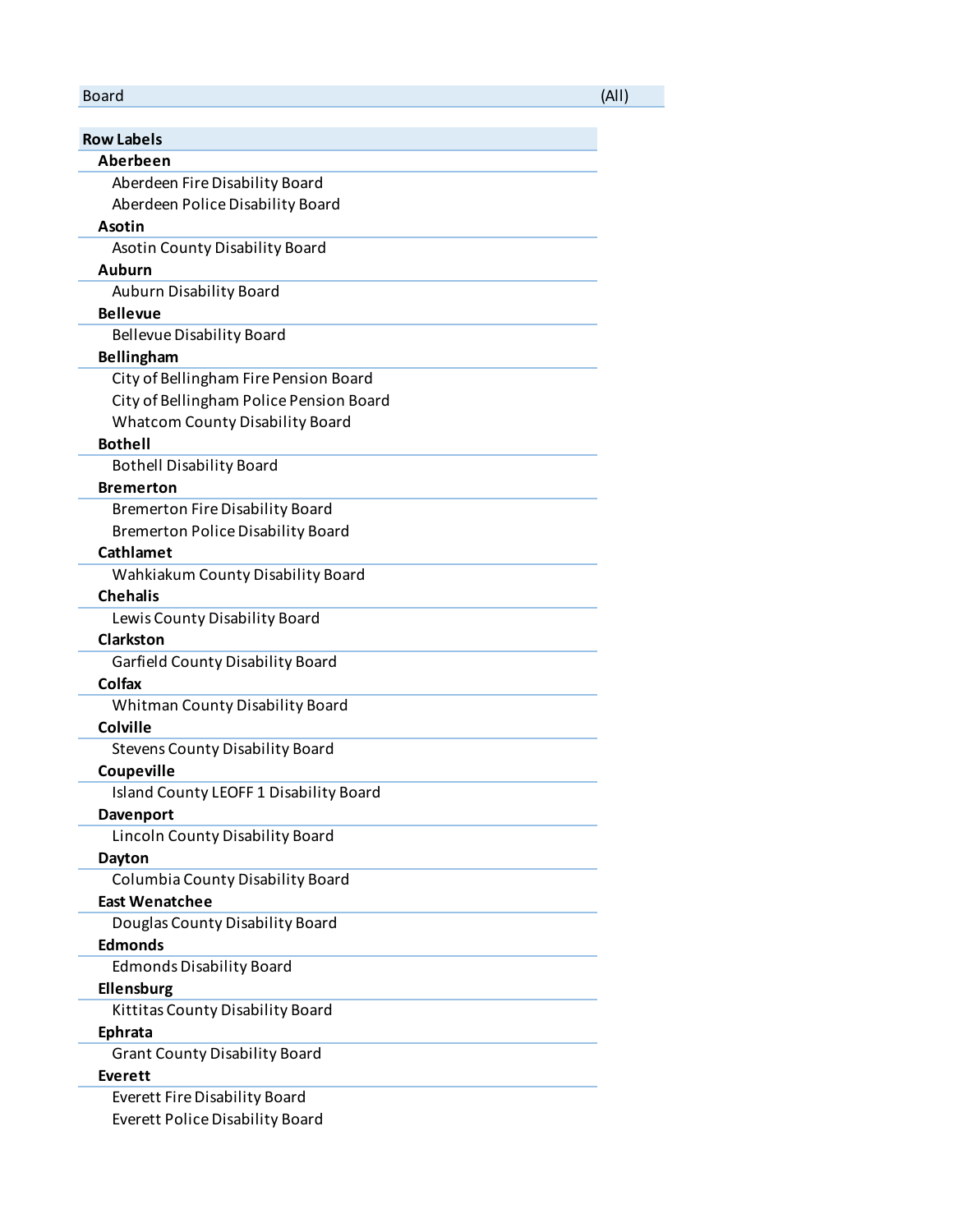| Board | (All) |
|---|---|

**Row Labels**

- **Aberdeen**
  - Aberdeen Fire Disability Board
  - Aberdeen Police Disability Board
- **Asotin**
  - Asotin County Disability Board
- **Auburn**
  - Auburn Disability Board
- **Bellevue**
  - Bellevue Disability Board
- **Bellingham**
  - City of Bellingham Fire Pension Board
  - City of Bellingham Police Pension Board
  - Whatcom County Disability Board
- **Bothell**
  - Bothell Disability Board
- **Bremerton**
  - Bremerton Fire Disability Board
  - Bremerton Police Disability Board
- **Cathlamet**
  - Wahkiakum County Disability Board
- **Chehalis**
  - Lewis County Disability Board
- **Clarkston**
  - Garfield County Disability Board
- **Colfax**
  - Whitman County Disability Board
- **Colville**
  - Stevens County Disability Board
- **Coupeville**
  - Island County LEOFF 1 Disability Board
- **Davenport**
  - Lincoln County Disability Board
- **Dayton**
  - Columbia County Disability Board
- **East Wenatchee**
  - Douglas County Disability Board
- **Edmonds**
  - Edmonds Disability Board
- **Ellensburg**
  - Kittitas County Disability Board
- **Ephrata**
  - Grant County Disability Board
- **Everett**
  - Everett Fire Disability Board
  - Everett Police Disability Board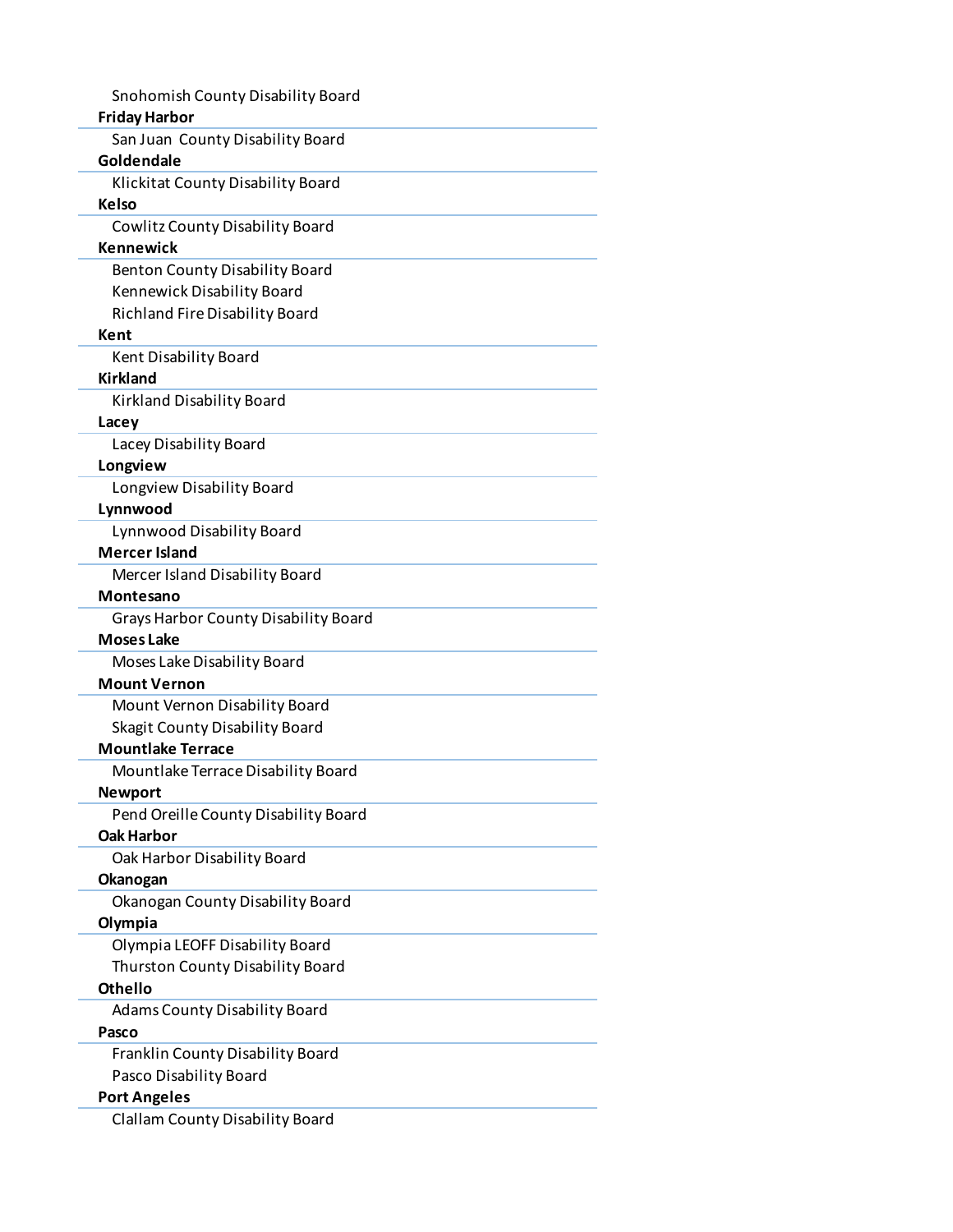Snohomish County Disability Board

**Friday Harbor**

San Juan County Disability Board

**Goldendale**

Klickitat County Disability Board

**Kelso**

Cowlitz County Disability Board

**Kennewick**

Benton County Disability Board
Kennewick Disability Board
Richland Fire Disability Board

**Kent**

Kent Disability Board

**Kirkland**

Kirkland Disability Board

**Lacey**

Lacey Disability Board

**Longview**

Longview Disability Board

**Lynnwood**

Lynnwood Disability Board

**Mercer Island**

Mercer Island Disability Board

**Montesano**

Grays Harbor County Disability Board

**Moses Lake**

Moses Lake Disability Board

**Mount Vernon**

Mount Vernon Disability Board
Skagit County Disability Board

**Mountlake Terrace**

Mountlake Terrace Disability Board

**Newport**

Pend Oreille County Disability Board

**Oak Harbor**

Oak Harbor Disability Board

**Okanogan**

Okanogan County Disability Board

**Olympia**

Olympia LEOFF Disability Board
Thurston County Disability Board

**Othello**

Adams County Disability Board

**Pasco**

Franklin County Disability Board
Pasco Disability Board

**Port Angeles**

Clallam County Disability Board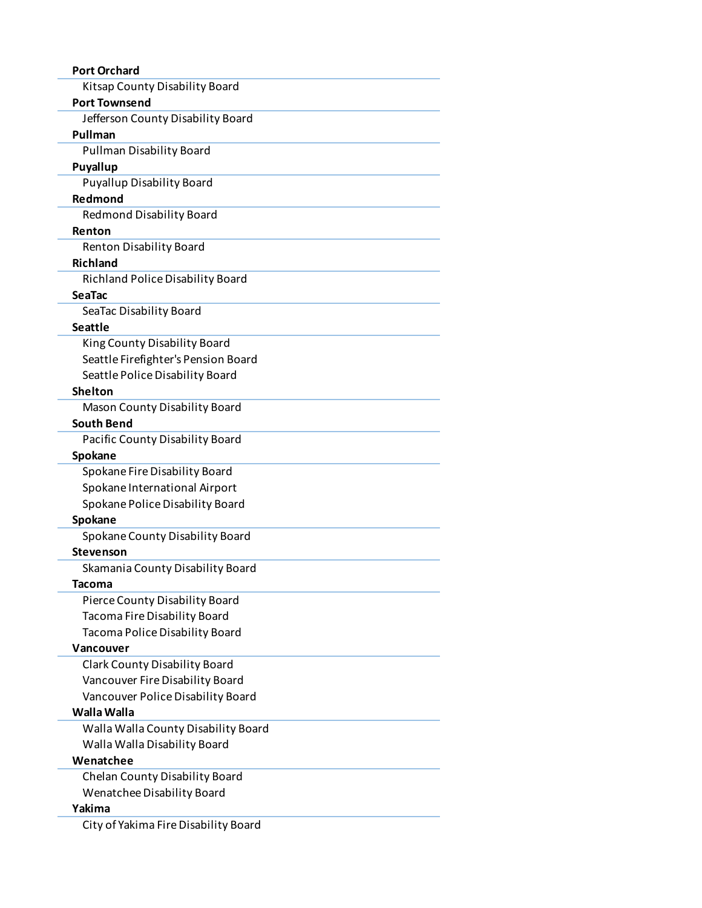**Port Orchard**

- Kitsap County Disability Board

**Port Townsend**

- Jefferson County Disability Board

**Pullman**

- Pullman Disability Board

**Puyallup**

- Puyallup Disability Board

**Redmond**

- Redmond Disability Board

**Renton**

- Renton Disability Board

**Richland**

- Richland Police Disability Board

**SeaTac**

- SeaTac Disability Board

**Seattle**

- King County Disability Board
- Seattle Firefighter's Pension Board
- Seattle Police Disability Board

**Shelton**

- Mason County Disability Board

**South Bend**

- Pacific County Disability Board

**Spokane**

- Spokane Fire Disability Board
- Spokane International Airport
- Spokane Police Disability Board

**Spokane**

- Spokane County Disability Board

**Stevenson**

- Skamania County Disability Board

**Tacoma**

- Pierce County Disability Board
- Tacoma Fire Disability Board
- Tacoma Police Disability Board

**Vancouver**

- Clark County Disability Board
- Vancouver Fire Disability Board
- Vancouver Police Disability Board

**Walla Walla**

- Walla Walla County Disability Board
- Walla Walla Disability Board

**Wenatchee**

- Chelan County Disability Board
- Wenatchee Disability Board

**Yakima**

- City of Yakima Fire Disability Board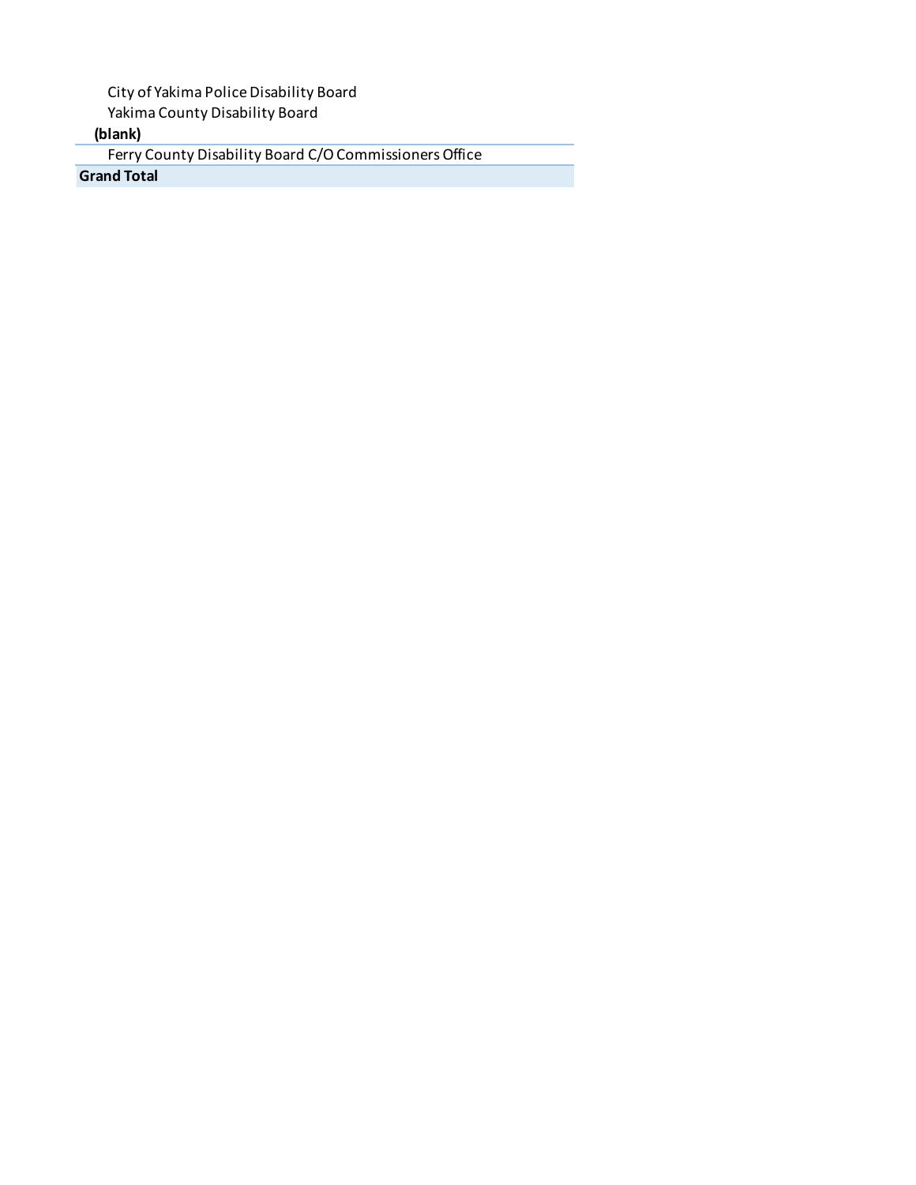| |
|---|
| City of Yakima Police Disability Board |
| Yakima County Disability Board |
| **(blank)** |
| Ferry County Disability Board C/O Commissioners Office |
| **Grand Total** |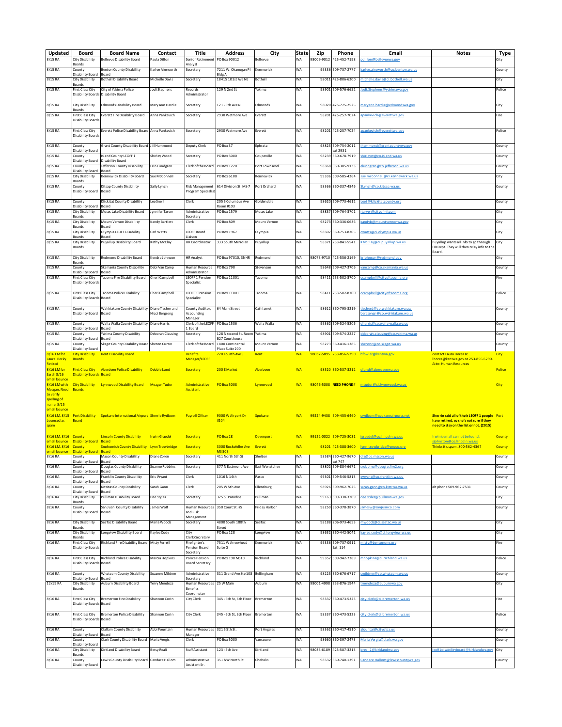| Updated | Board | Board Name | Contact | Title | Address | City | State | Zip | Phone | Email | Notes | Type |
|---|---|---|---|---|---|---|---|---|---|---|---|---|
| 8/15 RA | City Disability Boards | Bellevue Disability Board | Paula Dillon | Senior Retirement Analyst | PO Box 90012 | Bellevue | WA | 98009-9012 | 425-452-7198 | pdillon@bellevuewa.gov | | City |
| 8/15 RA | County Disability Board | Benton County Disability Board | Karlee Ainsworth | Secretary | 7211 W. Okanogan Pl Bldg A | Kennewick | WA | 99336 | 509-737-2777 | karlee.ainsworth@co.benton.wa.us | | County |
| 8/15 RA | City Disability Boards | Bothell Disability Board | Michelle Davis | Secretary | 18415 101st Ave NE | Bothell | WA | 98011 | 425-806-6200 | michelle.davis@ci.bothell.wa.us | | City |
| 8/15 RA | First Class City Disability Boards | City of Yakima Police Disability Board | Jodi Stephens | Records Administrator | 129 N 2nd St | Yakima | WA | 98901 | 509-576-6652 | Jodi.Stephens@yakimawa.gov | | Police |
| 8/15 RA | City Disability Boards | Edmonds Disability Board | Mary Ann Hardie | Secretary | 121 - 5th Ave N | Edmonds | WA | 98020 | 425-775-2525 | maryann.hardie@edmondswa.gov | | City |
| 8/15 RA | First Class City Disability Boards | Everett Fire Disability Board | Anna Pankevich | Secretary | 2930 Wetmore Ave | Everett | WA | 98201 | 425-257-7024 | apankevich@everettwa.gov | | Fire |
| 8/15 RA | First Class City Disability Boards | Everett Police Disability Board | Anna Pankevich | Secretary | 2930 Wetmore Ave | Everett | WA | 98201 | 425-257-7024 | apankevich@everettwa.gov | | Police |
| 8/15 RA | County Disability Board | Grant County Disability Board | Jill Hammond | Deputy Clerk | PO Box 37 | Ephrata | WA | 98823 | 509-754-2011 ext 2931 | jhammond@grantcountywa.gov | | County |
| 8/15 RA | County Disability Board | Island County LEOFF 1 Disability Board | Shirley Wood | Secretary | PO Box 5000 | Coupeville | WA | 98239 | 360-678-7919 | shirleyw@co.island.wa.us | | County |
| 8/15 RA | County Disability Board | Jefferson County Disability Board | Erin Lundgren | Clerk of the Board | PO Box 1220 | Port Townsend | WA | 98368 | 360-385-9133 | elundgren@co.jefferson.wa.us | | County |
| 8/15 RA | City Disability Boards | Kennewick Disability Board | Sue McConnell | Secretary | PO Box 6108 | Kennewick | WA | 99336 | 509-585-4264 | sue.mcconnell@ci.kennewick.wa.us | | City |
| 8/15 RA | County Disability Board | Kitsap County Disability Board | Sally Lynch | Risk Management Program Specialist | 614 Division St. MS-7 | Port Orchard | WA | 98366 | 360-337-4846 | SLynch@co.kitsap.wa.us. | | County |
| 8/15 RA | County Disability Board | Klickitat County Disability Board | Lee Snell | Clerk | 205 S Columbus Ave Room #103 | Goldendale | WA | 98620 | 509-773-4612 | LeeS@klickitatcounty.org | | County |
| 8/15 RA | City Disability Boards | Moses Lake Disability Board | Jynnifer Tarver | Administrative Secretary | PO Box 1579 | Moses Lake | WA | 98837 | 509-764-3701 | jtarver@cityofml.com | | City |
| 8/15 RA | City Disability Boards | Mount Vernon Disability Board | Kandy Bartlett | Clerk | PO Box 809 | Mount Vernon | WA | 98273 | 360-336-0636 | kandyb@mountvernonwa.gov | | City |
| 8/15 RA | City Disability Boards | Olympia LEOFF Disability Board | Carl Watts | LEOFF Board Liaison | PO Box 1967 | Olympia | WA | 98507 | 360-753-8305 | cwatts@ci.olympia.wa.us | | City |
| 8/15 RA | City Disability Boards | Puyallup Disability Board | Kathy McClay | HR Coordinator | 333 South Meridian | Puyallup | WA | 98371 | 253-841-5541 | KMcClay@ci.puyallup.wa.us | Puyallup wants all info to go through HR Dept. They will then relay info to the Board. | City |
| 8/15 RA | City Disability Boards | Redmond Disability Board | Kendra Johnson | HR Analyst | PO Box 97010, 3NHR | Redmond | WA | 98073-9710 | 425-556-2169 | krjohnson@redmond.gov | | City |
| 8/15 RA | County Disability Board | Skamania County Disability Board | Debi Van Camp | Human Resource Administrator | PO Box 790 | Stevenson | WA | 98648 | 509-427-3706 | vancamp@co.skamania.wa.us | | County |
| 8/15 RA | First Class City Disability Boards | Tacoma Fire Disability Board | Cheri Campbell | LEOFF 1 Pension Specialist | PO Box 11001 | Tacoma | WA | 98411 | 253-502-8700 | ccampbell@cityoftacoma.org | | Fire |
| 8/15 RA | First Class City Disability Boards | Tacoma Police Disability Board | Cheri Campbell | LEOFF 1 Pension Specialist | PO Box 11001 | Tacoma | WA | 98411 | 253-502-8700 | ccampbell@cityoftacoma.org | | Police |
| 8/15 RA | County Disability Board | Wahkiakum County Disability Board | Diane Tischer and Nicci Bergseng | County Auditor, Accounting Manager | 64 Main Street | Cathlamet | WA | 98612 | 360-795-3219 | tischerd@co.wahkiakum.wa.us; bergsengn@co.wahkiakum.wa.us | | County |
| 8/15 RA | County Disability Board | Walla Walla County Disability Board | Diane Harris | Clerk of the LEOFF 1 Board | PO Box 1506 | Walla Walla | WA | 99362 | 509-524-5206 | dharris@co.walla-walla.wa.us | | County |
| 8/15 RA | County Disability Board | Yakima County Disability Board | Deborah Clausing | Secretary | 128 N second St. Room 827 Courthouse | Yakima | WA | 98901 | 509-574-2227 | deborah.clausing@co.yakima.wa.us | | County |
| 8/15 RA | County Disability Board | Skagit County Disability Board | Sheron Curtin | Clerk of the Board | 1800 Continental Place Suite 200 | Mount Vernon | WA | 98273 | 360-416-1385 | sheronc@co.skagit.wa.us | | County |
| 8/16 LM for Laura. Becky Retired | City Disability Boards | Kent Disability Board | | Benefits Manager/LEOFF | 220 Fourth Ave S | Kent | WA | 98032-5895 | 253-856-5290 | bfowler@kentwa.gov | contact Laura Horea at lhorea@kentwa.gov or 253-856-5290. Attn: Human Resources | City |
| 8/16 LM for Sarah 8/16 email bounce | First Class City Disability Boards | Aberdeen Police Disability Board | Debbie Lund | Secretary | 200 E Market | Aberdeen | WA | 98520 | 360-537-3212 | dlund@aberdeenwa.gov | | Police |
| 8/16 LM with Meagan. Need to verify spelling of name. 8/15 email bounce | City Disability Boards | Lynnwood Disability Board | Meagan Tudor | Administrative Assistant | PO Box 5008 | Lynnwood | WA | 98046-5008 | **NEED PHONE #** | mtudor@ci.lynnwood.wa.us | | City |
| 8/16 LM. 8/15 bounced as spam | Port Disability Board | Spokane International Airport | Sherrie Rydbom | Payroll Officer | 9000 W Airport Dr #204 | Spokane | WA | 99224-9438 | 509-455-6460 | srydbom@spokaneairports.net | **Sherrie said all of their LEOFF 1 people have retired, so she's not sure if they need to stay on the list or not. (2015)** | Port |
| 8/16 LM. 8/16 email bounce | County Disability Board | Lincoln County Disability Board | Irwin Graedel | Secretary | PO Box 28 | Davenport | WA | 99122-0022 | 509-725-3031 | igraedel@co.lincoln.wa.us | Irwin's email cannot be found. sjohnston@co.lincoln.wa.us | County |
| 8/16 LM. 8/16 email bounce | County Disability Board | Snohomish County Disability Board | Lynn Trowbridge | Secretary | 3000 Rockefeller Ave MS 503 | Everett | WA | 98201 | 425-388-3600 | lynn.trowbridge@snoco.org | Thinks it's spam. 800-562-4367 | County |
| 8/16 RA | County Disability Board | Mason County Disability Board | Diane Zoren | Secretary | 411 North 5th St | Shelton | WA | 98584 | 360-427-9670 ext 747 | dlz@co.mason.wa.us | | County |
| 8/16 RA | County Disability Board | Douglas County Disability Board | Suanne Robbins | Secretary | 377 N Eastmont Ave | East Wenatchee | WA | 98802 | 509-884-6671 | srobbins@douglasfire2.org | | County |
| 8/16 RA | County Disability Board | Franklin County Disability Board | Eric Wyant | Clerk | 1016 N 14th | Pasco | WA | 99301 | 509-546-5813 | ewyant@co.franklin.wa.us | | County |
| 8/16 RA | County Disability Board | Kittitas County Disability Board | Sarah Gann | Clerk | 205 W 5th Ave | Ellensburg | WA | 98926 | 509-962-7025 | sarah.gann@co.kittitas.wa.us | alt phone 509-962-7531 | County |
| 8/16 RA | City Disability Boards | Pullman Disability Board | Dee Styles | Secretary | 325 SE Paradise | Pullman | WA | 99163 | 509-338-3209 | dee.stiles@pullman-wa.gov | | City |
| 8/16 RA | County Disability Board | San Juan County Disability Board | James Wolf | Human Resources and Risk Management | 350 Court St. #5 | Friday Harbor | WA | 98250 | 360-378-3870 | jamesw@sanjuanco.com | | County |
| 8/16 RA | City Disability Boards | SeaTac Disability Board | Maria Woods | Secretary | 4800 South 188th Street | SeaTac | WA | 98188 | 206-973-4653 | mwoods@ci.seatac.wa.us | | City |
| 8/16 RA | City Disability Boards | Longview Disability Board | Kaylee Cody | City Clerk/Secretary | PO Box 128 | Longview | WA | 98632 | 360-442-5041 | kaylee.cody@ci.longview.wa.us | | City |
| 8/16 RA | First Class City Disability Boards | Richland Fire Disability Board | Misty Ferrell | Firefighter's Pension Board Secretary | 7511 W Arrowhead Suite G | Kennewick | WA | 99336 | 509-737-0911 Ext. 114 | misty@bentonone.org | | Fire |
| 8/16 RA | First Class City Disability Boards | Richland Police Disability Board | Marcia Hopkins | Police Pension Board Secretary | PO Box 190 MS10 | Richland | WA | 99352 | 509-942-7389 | mhopkins@ci.richland.wa.us | | Police |
| 8/16 RA | County Disability Board | Whatcom County Disability Board | Suzanne Mildner | Administrative Secretary | 311 Grand Ave Ste 108 | Bellingham | WA | 98225 | 360-676-6717 | smildner@co.whatcom.wa.us | | County |
| 12/19 RA | City Disability Boards | Auburn Disability Board | Terry Mendoza | Human Resources Benefits Coordinator | 25 W Main | Auburn | WA | 98001-4998 | 253-876-1944 | tmendoza@auburnwa.gov | | City |
| 8/16 RA | First Class City Disability Boards | Bremerton Fire Disability Board | Shannon Corin | City Clerk | 345 - 6th St, 6th Floor | Bremerton | WA | 98337 | 360-473-5323 | city.clerk@ci.bremerton.wa.us | | Fire |
| 8/16 RA | First Class City Disability Boards | Bremerton Police Disability Board | Shannon Corin | City Clerk | 345 - 6th St, 6th Floor | Bremerton | WA | 98337 | 360-473-5323 | city.clerk@ci.bremerton.wa.us | | Police |
| 8/16 RA | County Disability Board | Clallam County Disability Board | Abbi Fountain | Human Resources Manager | 321 S 5th St. | Port Angeles | WA | 98362 | 360-417-4510 | afountai@cityofpa.us | | County |
| 8/16 RA | County Disability Board | Clark County Disability Board | Maria Vergis | Clerk | PO Box 5000 | Vancouver | WA | 98660 | 360-397-2473 | Maria.Vergis@clark.wa.gov | | County |
| 8/16 RA | City Disability Boards | Kirkland Disability Board | Betsy Reali | Staff Assistant | 123 - 5th Ave | Kirkland | WA | 98033-6189 | 425-587-3213 | breali2@kirklandwa.gov | leoff1disabilityboard@kirklandwa.gov | City |
| 8/16 RA | County Disability Board | Lewis County Disability Board | Candace Hallom | Administrative Assistant Sr. | 351 NW North St | Chehalis | WA | 98532 | 360-740-1391 | Candace.Hallom@lewiscountywa.gov | | County |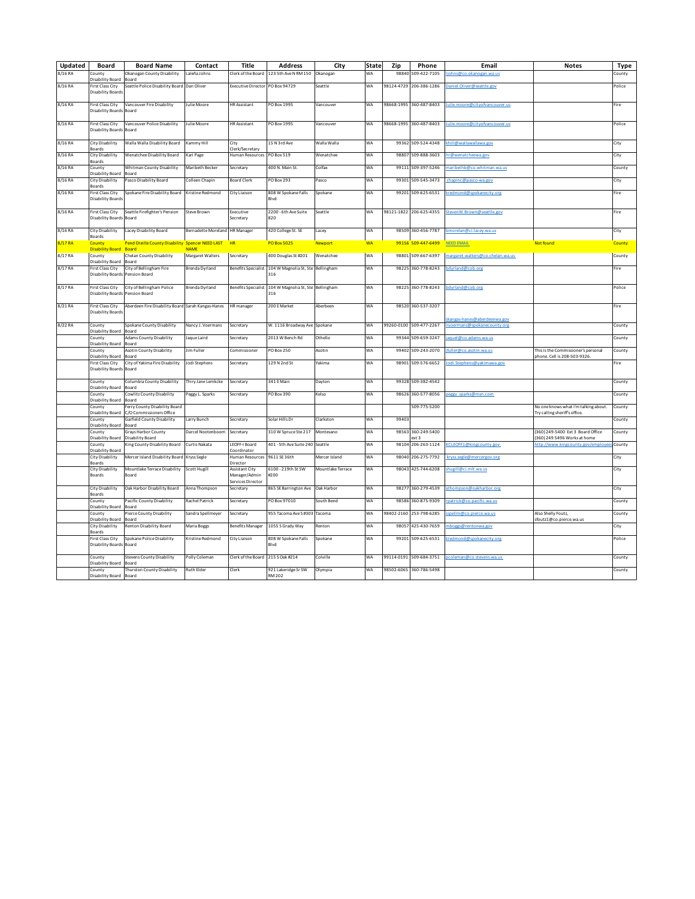| Updated | Board | Board Name | Contact | Title | Address | City | State | Zip | Phone | Email | Notes | Type |
|---|---|---|---|---|---|---|---|---|---|---|---|---|
| 8/16 RA | County Disability Board | Okanogan County Disability Board | Laleña Johns | Clerk of the Board | 123 5th Ave N RM 150 | Okanogan | WA | 98840 | 509-422-7105 | ljohns@co.okanogan.wa.us | | County |
| 8/16 RA | First Class City Disability Boards | Seattle Police Disability Board | Dan Oliver | Executive Director | PO Box 94729 | Seattle | WA | 98124-4729 | 206-386-1286 | Daniel.Oliver@seattle.gov | | Police |
| 8/16 RA | First Class City Disability Boards | Vancouver Fire Disability Board | Julie Moore | HR Assistant | PO Box 1995 | Vancouver | WA | 98668-1995 | 360-487-8403 | Julie.moore@cityofvancouver.us | | Fire |
| 8/16 RA | First Class City Disability Boards | Vancouver Police Disability Board | Julie Moore | HR Assistant | PO Box 1995 | Vancouver | WA | 98668-1995 | 360-487-8403 | Julie.moore@cityofvancouver.us | | Police |
| 8/16 RA | City Disability Boards | Walla Walla Disability Board | Kammy Hill | City Clerk/Secretary | 15 N 3rd Ave | Walla Walla | WA | 99362 | 509-524-4348 | khill@wallawallawa.gov | | City |
| 8/16 RA | City Disability Boards | Wenatchee Disability Board | Kari Page | Human Resources | PO Box 519 | Wenatchee | WA | 98807 | 509-888-3603 | hr@wenatcheewa.gov | | City |
| 8/16 RA | County Disability Board | Whitman County Disability Board | Maribeth Becker | Secretary | 400 N. Main St. | Colfax | WA | 99111 | 509-397-5246 | maribethb@co.whitman.wa.us | | County |
| 8/16 RA | City Disability Boards | Pasco Disability Board | Colleen Chapin | Board Clerk | PO Box 293 | Pasco | WA | 99301 | 509-545-3473 | chapinc@pasco-wa.gov | | City |
| 8/16 RA | First Class City Disability Boards | Spokane Fire Disability Board | Kristine Redmond | City Liaison | 808 W Spokane Falls Blvd | Spokane | WA | 99201 | 509-625-6531 | kredmond@spokanecity.org | | Fire |
| 8/16 RA | First Class City Disability Boards | Seattle Firefighter's Pension Board | Steve Brown | Executive Secretary | 2200 - 6th Ave Suite 820 | Seattle | WA | 98121-1822 | 206-625-4355 | StevenW.Brown@seattle.gov | | Fire |
| 8/16 RA | City Disability Boards | Lacey Disability Board | Bernadette Moreland | HR Manager | 420 College St. SE | Lacey | WA | 98509 | 360-456-7787 | bmorelan@ci.lacey.wa.us | | City |
| 8/17 RA | County Disability Board | Pend Oreille County Disability Board | Spencer NEED LAST NAME | HR | PO Box 5025 | Newport | WA | 99156 | 509-447-6499 | NEED EMAIL | Not found | County |
| 8/17 RA | County Disability Board | Chelan County Disability Board | Margaret Walters | Secretary | 400 Douglas St #201 | Wenatchee | WA | 98801 | 509-667-6397 | margaret.walters@co.chelan.wa.us | | County |
| 8/17 RA | First Class City Disability Boards | City of Bellingham Fire Pension Board | Brenda Dyrland | Benefits Specialist | 104 W Magnolia St, Ste 316 | Bellingham | WA | 98225 | 360-778-8243 | bdyrland@cob.org | | Fire |
| 8/17 RA | First Class City Disability Boards | City of Bellingham Police Pension Board | Brenda Dyrland | Benefits Specialist | 104 W Magnolia St, Ste 316 | Bellingham | WA | 98225 | 360-778-8243 | bdyrland@cob.org | | Police |
| 8/21 RA | First Class City Disability Boards | Aberdeen Fire Disability Board | Sarah Kangas-Hanes | HR manager | 200 E Market | Aberdeen | WA | 98520 | 360-537-3207 | skangas-hanes@aberdeenwa.gov | | Fire |
| 8/22 RA | County Disability Board | Spokane County Disability Board | Nancy J. Voermans | Secretary | W. 1116 Broadway Ave | Spokane | WA | 99260-0100 | 509-477-2267 | nvoermans@spokanecounty.org | | County |
| | County Disability Board | Adams County Disability Board | Jaque Laird | Secretary | 2013 W Bench Rd | Othello | WA | 99344 | 509-659-3247 | jaquel@co.adams.wa.us | | County |
| | County Disability Board | Asotin County Disability Board | Jim Fuller | Commissioner | PO Box 250 | Asotin | WA | 99402 | 509-243-2070 | jfuller@co.asotin.wa.us | This is the Commissioner's personal phone. Cell is 208-503-9326. | County |
| | First Class City Disability Boards | City of Yakima Fire Disability Board | Jodi Stephens | Secretary | 129 N 2nd St | Yakima | WA | 98901 | 509-576-6652 | Jodi.Stephens@yakimawa.gov | | Fire |
| | County Disability Board | Columbia County Disability Board | Thiry Jane Lemkcke | Secretary | 341 E Main | Dayton | WA | 99328 | 509-382-4542 | | | County |
| | County Disability Board | Cowlitz County Disability Board | Peggy L. Sparks | Secretary | PO Box 390 | Kelso | WA | 98626 | 360-577-8056 | peggy_sparks@msn.com | | County |
| | County Disability Board | Ferry County Disability Board C/O Commissioners Office | | | | | | | 509-775-5200 | | No one knows what I'm talking about. Try calling sheriff's office. | County |
| | County Disability Board | Garfield County Disability Board | Larry Bunch | Secretary | Solar Hills Dr | Clarkston | WA | 99403 | | | | County |
| | County Disability Board | Grays Harbor County Disability Board | Darcel Nootenboom | Secretary | 310 W Spruce Ste 217 | Montesano | WA | 98563 | 360-249-5400 ext 3 | | (360) 249-5400 Ext 3 Board Office (360) 249 5496 Works at home | County |
| | County Disability Board | King County Disability Board | Curtis Nakata | LEOFF-I Board Coordinator | 401 - 5th Ave Suite 240 | Seattle | WA | 98104 | 206-263-1124 | KCLEOFF1@kingcounty.gov | http://www.kingcounty.gov/employees | County |
| | City Disability Boards | Mercer Island Disability Board | Kryss Segle | Human Resources Director | 9611 SE 36th | Mercer Island | WA | 98040 | 206-275-7792 | kryss.segle@mercergov.org | | City |
| | City Disability Boards | Mountlake Terrace Disability Board | Scott Hugill | Assistant City Manager/Admin Services Director | 6100 - 219th St SW #200 | Mountlake Terrace | WA | 98043 | 425-744-6208 | shugill@ci.mlt.wa.us | | City |
| | City Disability Boards | Oak Harbor Disability Board | Anna Thompson | Secretary | 865 SE Barrington Ave | Oak Harbor | WA | 98277 | 360-279-4539 | athompson@oakharbor.org | | City |
| | County Disability Board | Pacific County Disability Board | Rachel Patrick | Secretary | PO Box 97010 | South Bend | WA | 98586 | 360-875-9309 | rpatrick@co.pacific.wa.us | | County |
| | County Disability Board | Pierce County Disability Board | Sandra Spellmeyer | Secretary | 955 Tacoma Ave S #303 | Tacoma | WA | 98402-2160 | 253-798-6285 | sspellm@co.pierce.wa.us | Also Shelly Foutz, sfoutz1@co.pierce.wa.us | County |
| | City Disability Boards | Renton Disability Board | Maria Boggs | Benefits Manager | 1055 S Grady Way | Renton | WA | 98057 | 425-430-7659 | mboggs@rentonwa.gov | | City |
| | First Class City Disability Boards | Spokane Police Disability Board | Kristine Redmond | City Liaison | 808 W Spokane Falls Blvd | Spokane | WA | 99201 | 509-625-6531 | kredmond@spokanecity.org | | Police |
| | County Disability Board | Stevens County Disability Board | Polly Coleman | Clerk of the Board | 215 S Oak #214 | Colville | WA | 99114-0191 | 509-684-3751 | pcoleman@co.stevens.wa.us | | County |
| | County Disability Board | Thurston County Disability Board | Ruth Elder | Clerk | 921 Lakeridge Sr SW RM 202 | Olympia | WA | 98502-6065 | 360-786-5498 | | | County |